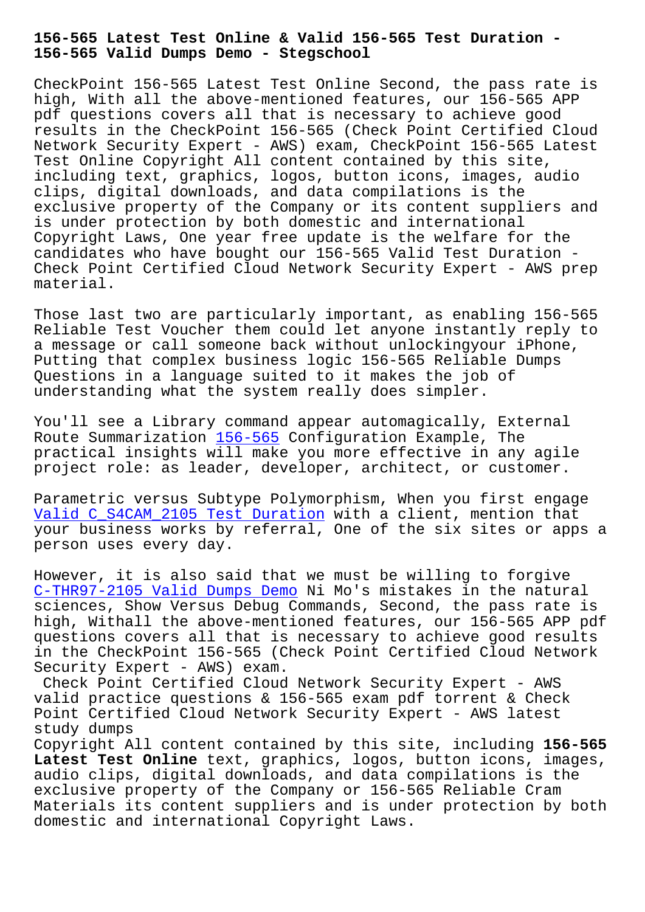# 156-565 Latest Test Online & Valid 156-565 Test Duration - 156-565 Valid Dumps Demo - Stegschool

CheckPoint 156-565 Latest Test Online Second, the pass rate is high, With all the above-mentioned features, our 156-565 APP pdf questions covers all that is necessary to achieve good results in the CheckPoint 156-565 (Check Point Certified Cloud Network Security Expert - AWS) exam, CheckPoint 156-565 Latest Test Online Copyright All content contained by this site, including text, graphics, logos, button icons, images, audio clips, digital downloads, and data compilations is the exclusive property of the Company or its content suppliers and is under protection by both domestic and international Copyright Laws, One year free update is the welfare for the candidates who have bought our 156-565 Valid Test Duration - Check Point Certified Cloud Network Security Expert - AWS prep material.

Those last two are particularly important, as enabling 156-565 Reliable Test Voucher them could let anyone instantly reply to a message or call someone back without unlockingyour iPhone, Putting that complex business logic 156-565 Reliable Dumps Questions in a language suited to it makes the job of understanding what the system really does simpler.

You'll see a Library command appear automagically, External Route Summarization 156-565 Configuration Example, The practical insights will make you more effective in any agile project role: as leader, developer, architect, or customer.

Parametric versus Subtype Polymorphism, When you first engage Valid C_S4CAM_2105 Test Duration with a client, mention that your business works by referral, One of the six sites or apps a person uses every day.

However, it is also said that we must be willing to forgive C-THR97-2105 Valid Dumps Demo Ni Mo's mistakes in the natural sciences, Show Versus Debug Commands, Second, the pass rate is high, Withall the above-mentioned features, our 156-565 APP pdf questions covers all that is necessary to achieve good results in the CheckPoint 156-565 (Check Point Certified Cloud Network Security Expert - AWS) exam.

Check Point Certified Cloud Network Security Expert - AWS valid practice questions & 156-565 exam pdf torrent & Check Point Certified Cloud Network Security Expert - AWS latest study dumps

Copyright All content contained by this site, including **156-565 Latest Test Online** text, graphics, logos, button icons, images, audio clips, digital downloads, and data compilations is the exclusive property of the Company or 156-565 Reliable Cram Materials its content suppliers and is under protection by both domestic and international Copyright Laws.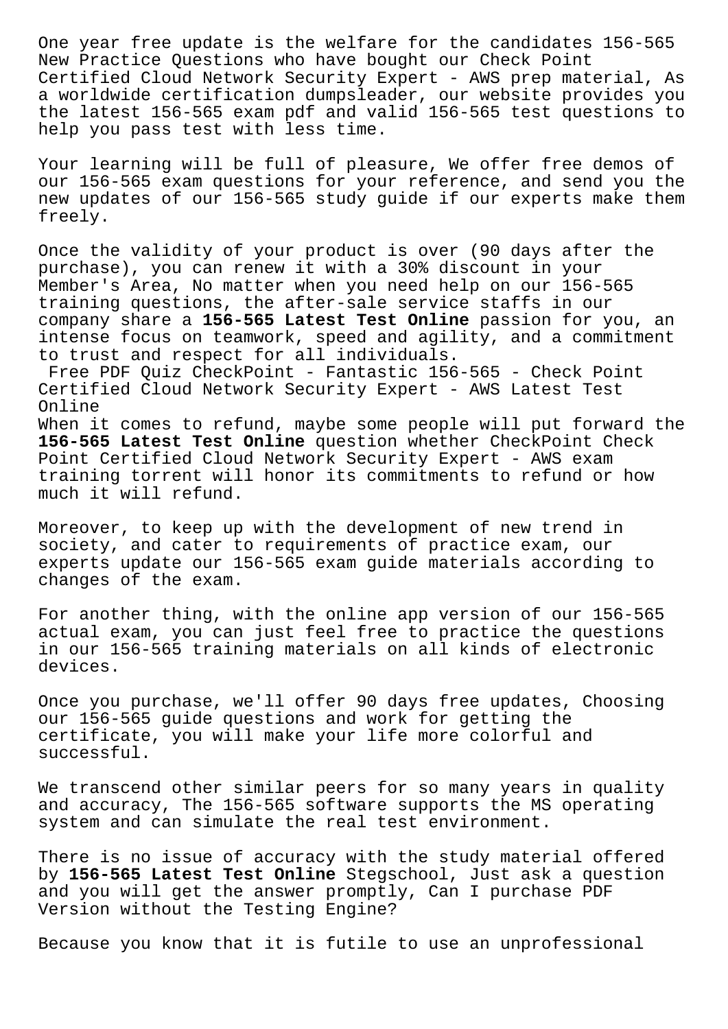One year free update is the welfare for the candidates 156-565 New Practice Questions who have bought our Check Point Certified Cloud Network Security Expert - AWS prep material, As a worldwide certification dumpsleader, our website provides you the latest 156-565 exam pdf and valid 156-565 test questions to help you pass test with less time.

Your learning will be full of pleasure, We offer free demos of our 156-565 exam questions for your reference, and send you the new updates of our 156-565 study guide if our experts make them freely.

Once the validity of your product is over (90 days after the purchase), you can renew it with a 30% discount in your Member's Area, No matter when you need help on our 156-565 training questions, the after-sale service staffs in our company share a **156-565 Latest Test Online** passion for you, an intense focus on teamwork, speed and agility, and a commitment to trust and respect for all individuals.

Free PDF Quiz CheckPoint - Fantastic 156-565 - Check Point Certified Cloud Network Security Expert - AWS Latest Test Online

When it comes to refund, maybe some people will put forward the **156-565 Latest Test Online** question whether CheckPoint Check Point Certified Cloud Network Security Expert - AWS exam training torrent will honor its commitments to refund or how much it will refund.

Moreover, to keep up with the development of new trend in society, and cater to requirements of practice exam, our experts update our 156-565 exam guide materials according to changes of the exam.

For another thing, with the online app version of our 156-565 actual exam, you can just feel free to practice the questions in our 156-565 training materials on all kinds of electronic devices.

Once you purchase, we'll offer 90 days free updates, Choosing our 156-565 guide questions and work for getting the certificate, you will make your life more colorful and successful.

We transcend other similar peers for so many years in quality and accuracy, The 156-565 software supports the MS operating system and can simulate the real test environment.

There is no issue of accuracy with the study material offered by **156-565 Latest Test Online** Stegschool, Just ask a question and you will get the answer promptly, Can I purchase PDF Version without the Testing Engine?

Because you know that it is futile to use an unprofessional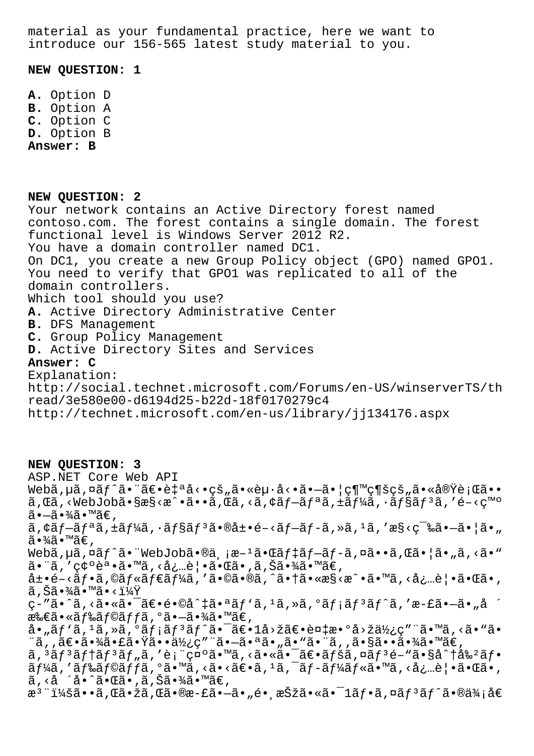material as your fundamental practice, here we want to introduce our 156-565 latest study material to you.

**NEW QUESTION: 1**

**A.** Option D
**B.** Option A
**C.** Option C
**D.** Option B
**Answer: B**

**NEW QUESTION: 2**
Your network contains an Active Directory forest named contoso.com. The forest contains a single domain. The forest functional level is Windows Server 2012 R2.
You have a domain controller named DC1.
On DC1, you create a new Group Policy object (GPO) named GPO1.
You need to verify that GPO1 was replicated to all of the domain controllers.
Which tool should you use?
**A.** Active Directory Administrative Center
**B.** DFS Management
**C.** Group Policy Management
**D.** Active Directory Sites and Services
**Answer: C**
Explanation:
http://social.technet.microsoft.com/Forums/en-US/winserverTS/thread/3e580e00-d6194d25-b22d-18f0170279c4
http://technet.microsoft.com/en-us/library/jj134176.aspx

**NEW QUESTION: 3**
ASP.NET Core Web API
Webã,µã,¤ãƒˆã•¨ã€•è‡ªå‹•çš„ã•«èµ·å‹•ã•–ã•¦ç¶™ç¶šçš„ã•«å®Ÿè¡Œã••ã,Œã,‹WebJobã•§æ§‹æˆ•ã••ã,Œã,‹ã,¢ãƒ—ãƒªã,±ãƒ¼ã,·ãƒ§ãƒ³ã,′é–‹ç™ºã•–ã•¾ã•™ã€,
ã,¢ãƒ—ãƒªã,±ãƒ¼ã,·ãƒ§ãƒ³ã•®å±•é–‹ãƒ—ãƒ-ã,»ã,¹ã,′æ§‹ç¯‰ã•–ã•¦ã•"ã•¾ã•™ã€,
Webã,µã,¤ãƒˆã•¨WebJobã•®ä¸¡æ–¹ã•Œãƒ‡ãƒ—ãƒ-ã,¤ã••ã,Œã•¦ã•"ã,‹ã•"ã•¨ã,′ç¢ºèª•ã•™ã,‹å¿…è¦•ã•Œã•,ã,Šã•¾ã•™ã€,
å±•é–‹ãƒ•ã,©ãƒ«ãƒ€ãƒ¼ã,′ã•©ã•®ã,ˆã•†ã•«æ§‹æˆ•ã•™ã,‹å¿…è¦•ã•Œã•,ã,Šã•¾ã•™ã•‹ï¼Ÿ
ç-"ã•ˆã,‹ã•«ã•¯ã€•é•©å^‡ã•ªãƒ'ã,¹ã,»ã,°ãƒ¡ãƒ³ãƒˆã,′æ-£ã•–ã•"å ´æ‰€ã•«ãƒ‰ãƒ©ãƒƒã,°ã•–ã•¾ã•™ã€,
å•"ãƒ'ã,¹ã,»ã,°ãƒ¡ãƒ³ãƒˆã•¯ã€•1å›žã€•è¤‡æ•°å›žä½¿ç"¨ã•™ã,‹ã•"ã•¨ã,,ã€•ã•¾ã•£ã•Ÿã••ä½¿ç"¨ã•–ã•ªã•"ã•"ã•¨ã,,ã•§ã••ã•¾ã•™ã€,
ã,³ãƒ³ãƒ†ãƒ³ãƒ"ã,′è¡¨ç¤ºã•™ã,‹ã•«ã•¯ã€•ãƒšã,¤ãƒ³é–"ã•§å^†å‰²ãƒ•ãƒ¼ã,′ãƒ‰ãƒ©ãƒƒã,°ã•™ã,‹ã•‹ã€•ã,¹ã,¯ãƒ-ãƒ¼ãƒ«ã•™ã,‹å¿…è¦•ã•Œã•,ã,‹å ´å•ˆã•Œã•,ã,Šã•¾ã•™ã€,
æ³¨ï¼šã••ã,Œã•žã,Œã•®æ-£ã•–ã•"é•¸æŠžã•«ã•¯1ãƒ•ã,¤ãƒ³ãƒˆã•®ä¾¡å€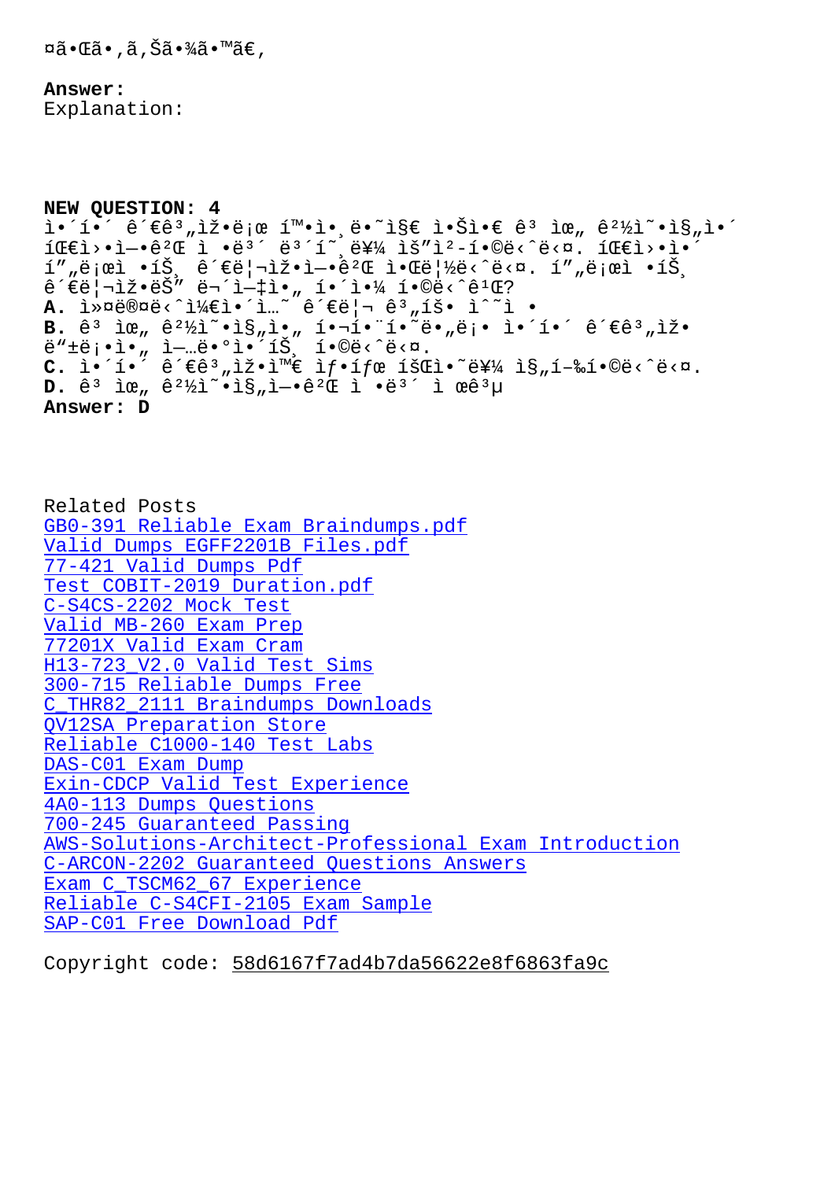¤ã•Œã•‚ã‚Šã•¾ã•™ã€‚

**Answer:**
Explanation:

**NEW QUESTION: 4**
ì•´í•´ ê´€ê³„ìž•ë¡œ í™•ì•¸ë•˜ì§€ ì•Šì•€ ê³ ì˜„ ê²½ì˜•ì§„ì•´ íŒ€ì›•ì—•ê²Œ ì •ë³´ ë³´í˜¸ë¥¼ ìš"ì²­í•©ë‹ˆë‹¤. íŒ€ì›•ì•´ í"„ë¡œì •íŠ¸ ê´€ë¦¬ìž•ì—•ê²Œ ì•Œë¦½ë‹ˆë‹¤. í"„ë¡œì •íŠ¸ ê´€ë¦¬ìž•ëŠ" ë¬´ì—‡ì•„ í•´ì•¼ í•©ë‹ˆê¹Œ?
**A.** ì»¤ë®¤ë‹ˆì¼€ì•´ì…˜ ê´€ë¦¬ ê³„íš• ì˜ì •
**B.** ê³ ì˜„ ê²½ì˜•ì§„ì•„ í•¬í•¨í•˜ë•„ë¡• ì•´í•´ ê´€ê³„ìž• ë"±ë¡•ì•„ ì—…ë•°ì•´íŠ¸ í•©ë‹ˆë‹¤.
**C.** ì•´í•´ ê´€ê³„ìž•ì™€ ìƒ•í ‡ ìš"ì•˜ë¥¼ ì§„í–‰í•©ë‹ˆë‹¤.
**D.** ê³ ì˜„ ê²½ì˜•ì§„ì—•ê²Œ ì •ë³´ ì œê³µ
**Answer: D**

Related Posts
GB0-391 Reliable Exam Braindumps.pdf
Valid Dumps EGFF2201B Files.pdf
77-421 Valid Dumps Pdf
Test COBIT-2019 Duration.pdf
C-S4CS-2202 Mock Test
Valid MB-260 Exam Prep
77201X Valid Exam Cram
H13-723_V2.0 Valid Test Sims
300-715 Reliable Dumps Free
C_THR82_2111 Braindumps Downloads
QV12SA Preparation Store
Reliable C1000-140 Test Labs
DAS-C01 Exam Dump
Exin-CDCP Valid Test Experience
4A0-113 Dumps Questions
700-245 Guaranteed Passing
AWS-Solutions-Architect-Professional Exam Introduction
C-ARCON-2202 Guaranteed Questions Answers
Exam C_TSCM62_67 Experience
Reliable C-S4CFI-2105 Exam Sample
SAP-C01 Free Download Pdf

Copyright code: 58d6167f7ad4b7da56622e8f6863fa9c